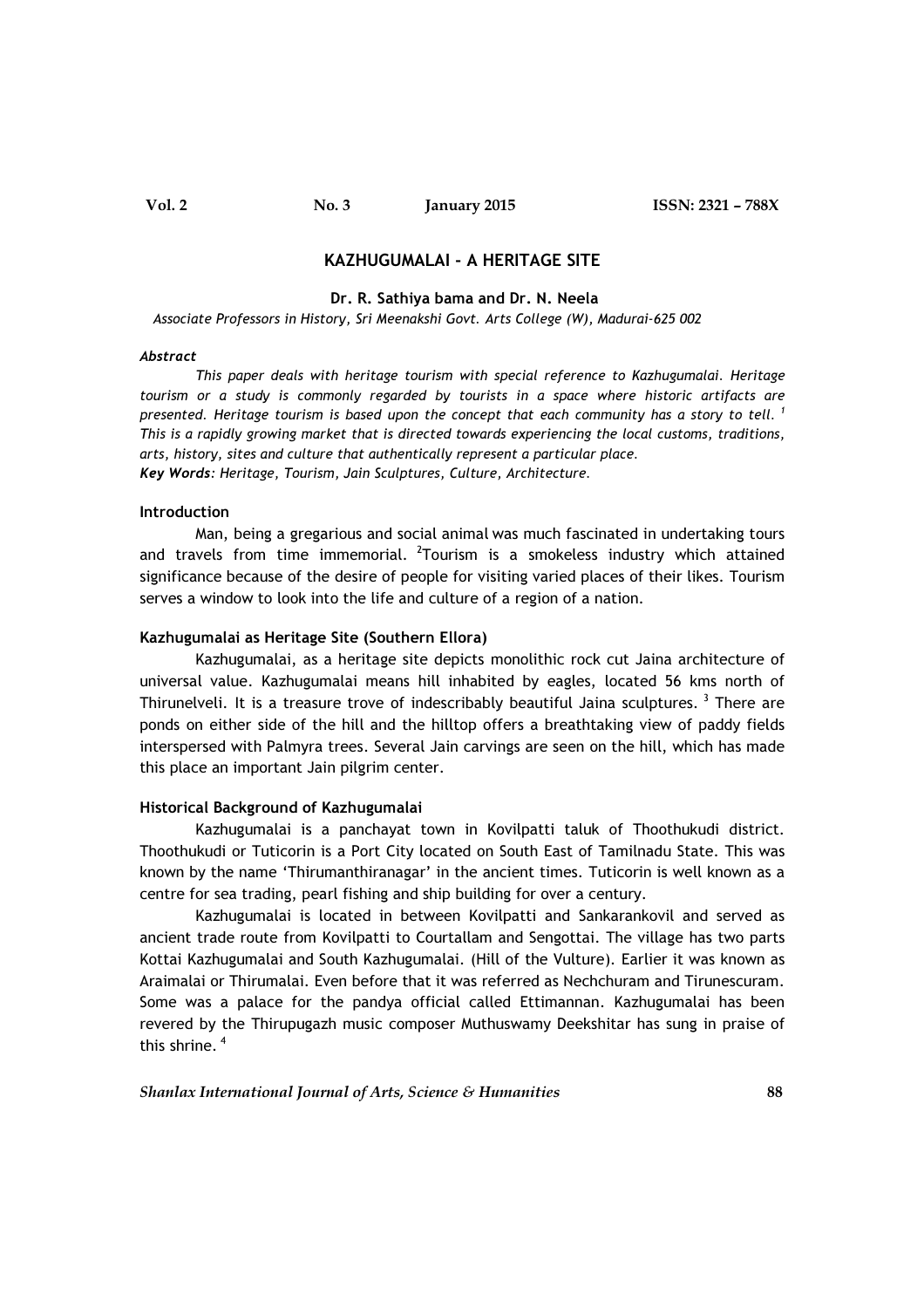# KAZHUGUMALAI - A HERITAGE SITE

**Dr. R. Sathiya bama and Dr. N. Neela**

*Associate Professors in History, Sri Meenakshi Govt. Arts College (W), Madurai-625 002*

***Abstract***

*This paper deals with heritage tourism with special reference to Kazhugumalai. Heritage tourism or a study is commonly regarded by tourists in a space where historic artifacts are presented. Heritage tourism is based upon the concept that each community has a story to tell.* [1] *This is a rapidly growing market that is directed towards experiencing the local customs, traditions, arts, history, sites and culture that authentically represent a particular place.*

***Key Words****: Heritage, Tourism, Jain Sculptures, Culture, Architecture.*

## Introduction

Man, being a gregarious and social animal was much fascinated in undertaking tours and travels from time immemorial. [2]Tourism is a smokeless industry which attained significance because of the desire of people for visiting varied places of their likes. Tourism serves a window to look into the life and culture of a region of a nation.

## Kazhugumalai as Heritage Site (Southern Ellora)

Kazhugumalai, as a heritage site depicts monolithic rock cut Jaina architecture of universal value. Kazhugumalai means hill inhabited by eagles, located 56 kms north of Thirunelveli. It is a treasure trove of indescribably beautiful Jaina sculptures. [3] There are ponds on either side of the hill and the hilltop offers a breathtaking view of paddy fields interspersed with Palmyra trees. Several Jain carvings are seen on the hill, which has made this place an important Jain pilgrim center.

## Historical Background of Kazhugumalai

Kazhugumalai is a panchayat town in Kovilpatti taluk of Thoothukudi district. Thoothukudi or Tuticorin is a Port City located on South East of Tamilnadu State. This was known by the name 'Thirumanthiranagar' in the ancient times. Tuticorin is well known as a centre for sea trading, pearl fishing and ship building for over a century.

Kazhugumalai is located in between Kovilpatti and Sankarankovil and served as ancient trade route from Kovilpatti to Courtallam and Sengottai. The village has two parts Kottai Kazhugumalai and South Kazhugumalai. (Hill of the Vulture). Earlier it was known as Araimalai or Thirumalai. Even before that it was referred as Nechchuram and Tirunescuram. Some was a palace for the pandya official called Ettimannan. Kazhugumalai has been revered by the Thirupugazh music composer Muthuswamy Deekshitar has sung in praise of this shrine. [4]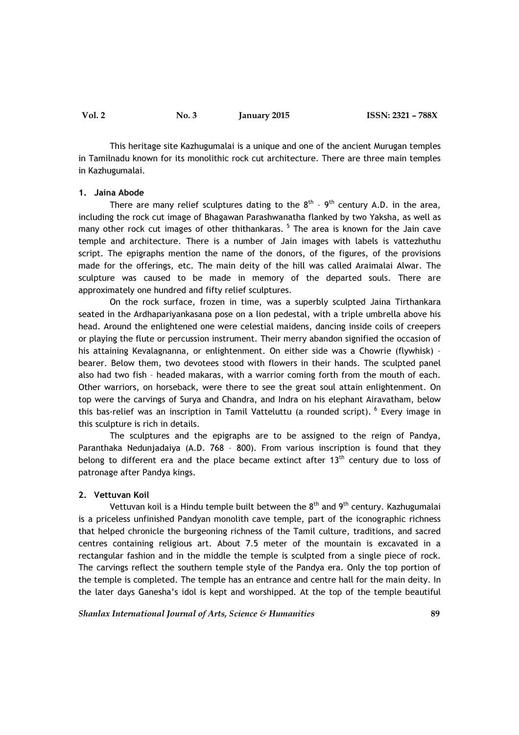This heritage site Kazhugumalai is a unique and one of the ancient Murugan temples in Tamilnadu known for its monolithic rock cut architecture. There are three main temples in Kazhugumalai.

### 1. Jaina Abode

There are many relief sculptures dating to the 8th – 9th century A.D. in the area, including the rock cut image of Bhagawan Parashwanatha flanked by two Yaksha, as well as many other rock cut images of other thithankaras. [5] The area is known for the Jain cave temple and architecture. There is a number of Jain images with labels is vattezhuthu script. The epigraphs mention the name of the donors, of the figures, of the provisions made for the offerings, etc. The main deity of the hill was called Araimalai Alwar. The sculpture was caused to be made in memory of the departed souls. There are approximately one hundred and fifty relief sculptures.

On the rock surface, frozen in time, was a superbly sculpted Jaina Tirthankara seated in the Ardhapariyankasana pose on a lion pedestal, with a triple umbrella above his head. Around the enlightened one were celestial maidens, dancing inside coils of creepers or playing the flute or percussion instrument. Their merry abandon signified the occasion of his attaining Kevalagnanna, or enlightenment. On either side was a Chowrie (flywhisk) – bearer. Below them, two devotees stood with flowers in their hands. The sculpted panel also had two fish – headed makaras, with a warrior coming forth from the mouth of each. Other warriors, on horseback, were there to see the great soul attain enlightenment. On top were the carvings of Surya and Chandra, and Indra on his elephant Airavatham, below this bas-relief was an inscription in Tamil Vatteluttu (a rounded script). [6] Every image in this sculpture is rich in details.

The sculptures and the epigraphs are to be assigned to the reign of Pandya, Paranthaka Nedunjadaiya (A.D. 768 – 800). From various inscription is found that they belong to different era and the place became extinct after 13th century due to loss of patronage after Pandya kings.

### 2. Vettuvan Koil

Vettuvan koil is a Hindu temple built between the 8th and 9th century. Kazhugumalai is a priceless unfinished Pandyan monolith cave temple, part of the iconographic richness that helped chronicle the burgeoning richness of the Tamil culture, traditions, and sacred centres containing religious art. About 7.5 meter of the mountain is excavated in a rectangular fashion and in the middle the temple is sculpted from a single piece of rock. The carvings reflect the southern temple style of the Pandya era. Only the top portion of the temple is completed. The temple has an entrance and centre hall for the main deity. In the later days Ganesha's idol is kept and worshipped. At the top of the temple beautiful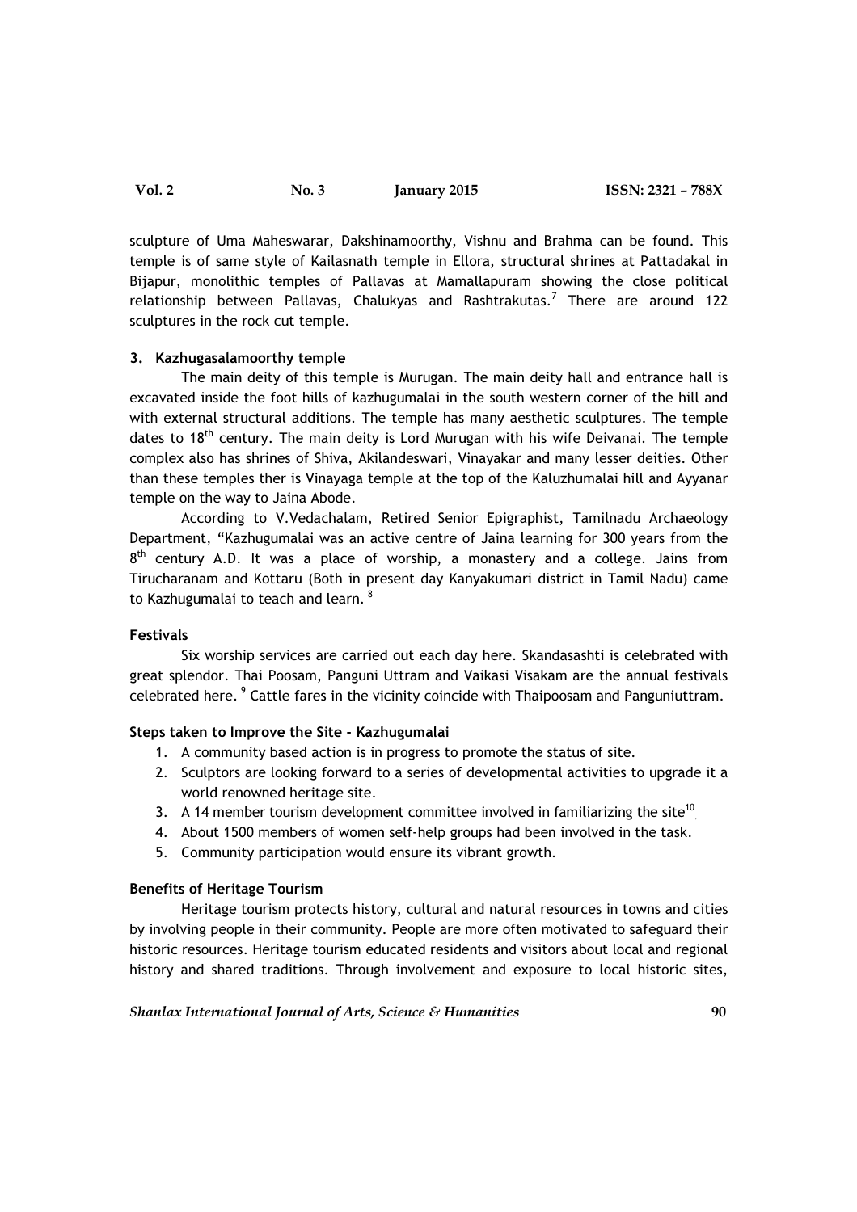sculpture of Uma Maheswarar, Dakshinamoorthy, Vishnu and Brahma can be found. This temple is of same style of Kailasnath temple in Ellora, structural shrines at Pattadakal in Bijapur, monolithic temples of Pallavas at Mamallapuram showing the close political relationship between Pallavas, Chalukyas and Rashtrakutas.[7] There are around 122 sculptures in the rock cut temple.

### 3. Kazhugasalamoorthy temple

The main deity of this temple is Murugan. The main deity hall and entrance hall is excavated inside the foot hills of kazhugumalai in the south western corner of the hill and with external structural additions. The temple has many aesthetic sculptures. The temple dates to 18th century. The main deity is Lord Murugan with his wife Deivanai. The temple complex also has shrines of Shiva, Akilandeswari, Vinayakar and many lesser deities. Other than these temples ther is Vinayaga temple at the top of the Kaluzhumalai hill and Ayyanar temple on the way to Jaina Abode.

According to V.Vedachalam, Retired Senior Epigraphist, Tamilnadu Archaeology Department, "Kazhugumalai was an active centre of Jaina learning for 300 years from the 8th century A.D. It was a place of worship, a monastery and a college. Jains from Tirucharanam and Kottaru (Both in present day Kanyakumari district in Tamil Nadu) came to Kazhugumalai to teach and learn. [8]

### Festivals

Six worship services are carried out each day here. Skandasashti is celebrated with great splendor. Thai Poosam, Panguni Uttram and Vaikasi Visakam are the annual festivals celebrated here. [9] Cattle fares in the vicinity coincide with Thaipoosam and Panguniuttram.

### Steps taken to Improve the Site - Kazhugumalai

1. A community based action is in progress to promote the status of site.
2. Sculptors are looking forward to a series of developmental activities to upgrade it a world renowned heritage site.
3. A 14 member tourism development committee involved in familiarizing the site[10].
4. About 1500 members of women self-help groups had been involved in the task.
5. Community participation would ensure its vibrant growth.

### Benefits of Heritage Tourism

Heritage tourism protects history, cultural and natural resources in towns and cities by involving people in their community. People are more often motivated to safeguard their historic resources. Heritage tourism educated residents and visitors about local and regional history and shared traditions. Through involvement and exposure to local historic sites,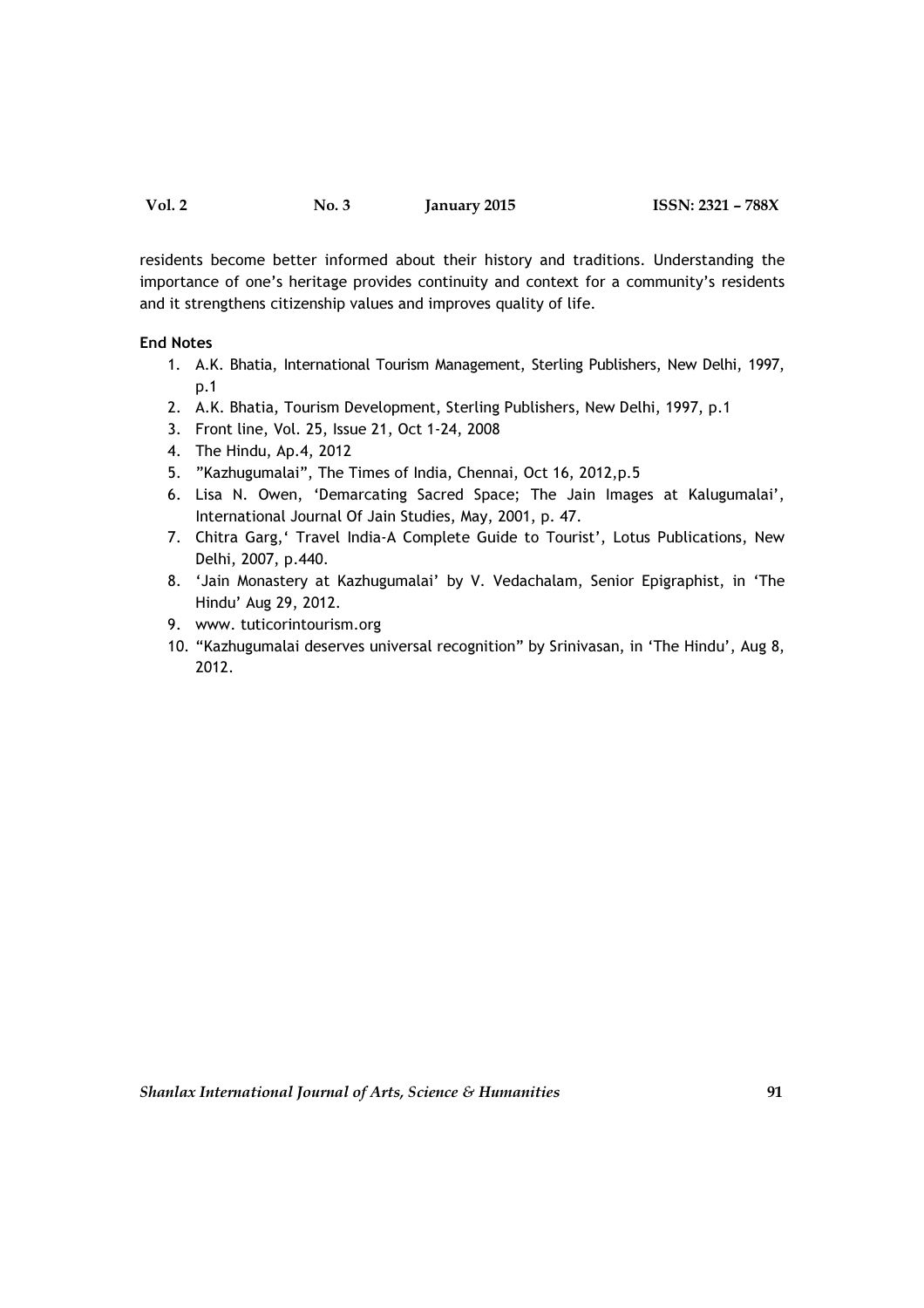residents become better informed about their history and traditions. Understanding the importance of one's heritage provides continuity and context for a community's residents and it strengthens citizenship values and improves quality of life.

**End Notes**

1. A.K. Bhatia, International Tourism Management, Sterling Publishers, New Delhi, 1997, p.1
2. A.K. Bhatia, Tourism Development, Sterling Publishers, New Delhi, 1997, p.1
3. Front line, Vol. 25, Issue 21, Oct 1-24, 2008
4. The Hindu, Ap.4, 2012
5. "Kazhugumalai", The Times of India, Chennai, Oct 16, 2012,p.5
6. Lisa N. Owen, 'Demarcating Sacred Space; The Jain Images at Kalugumalai', International Journal Of Jain Studies, May, 2001, p. 47.
7. Chitra Garg,' Travel India-A Complete Guide to Tourist', Lotus Publications, New Delhi, 2007, p.440.
8. 'Jain Monastery at Kazhugumalai' by V. Vedachalam, Senior Epigraphist, in 'The Hindu' Aug 29, 2012.
9. www. tuticorintourism.org
10. "Kazhugumalai deserves universal recognition" by Srinivasan, in 'The Hindu', Aug 8, 2012.